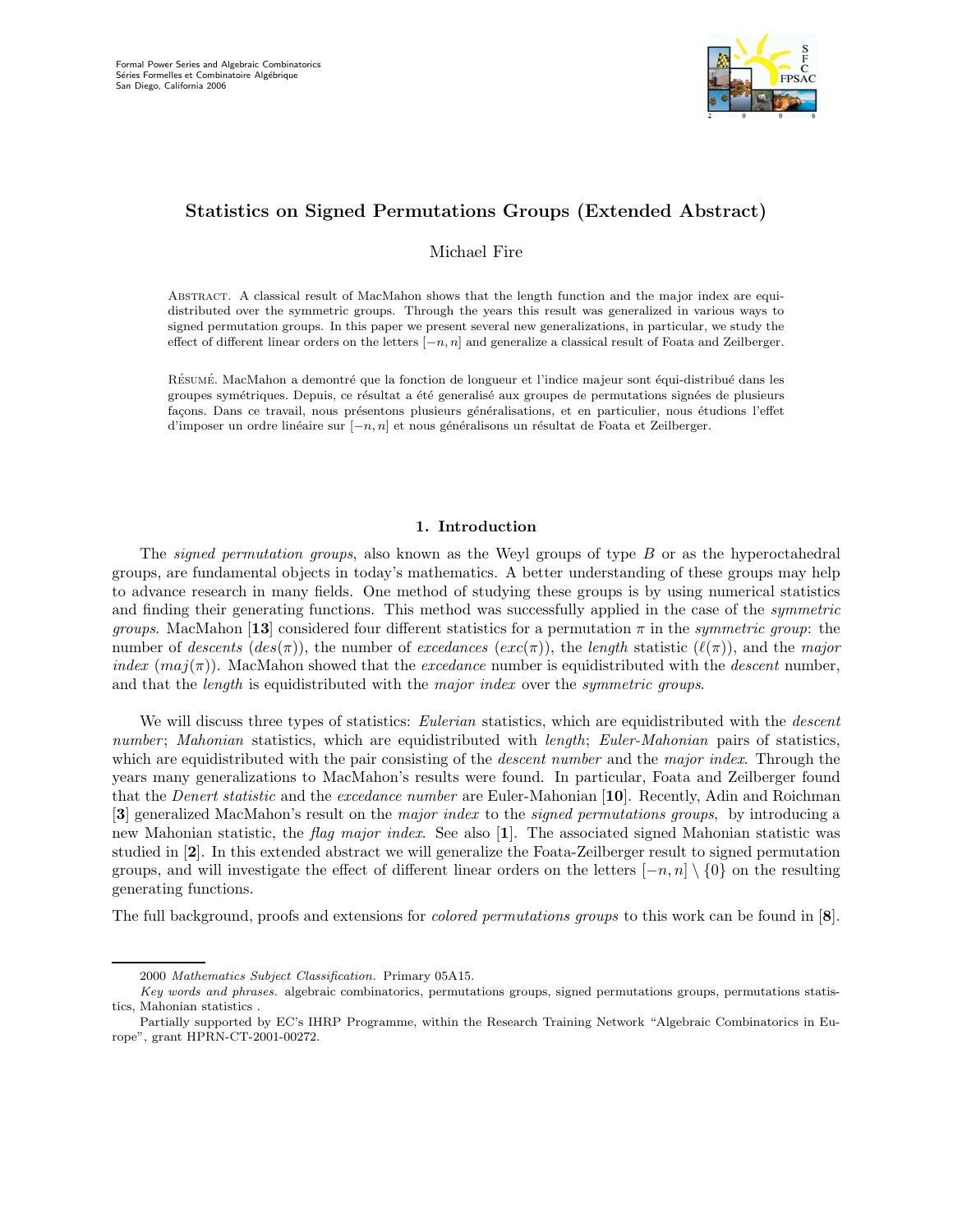# Statistics on Signed Permutations Groups (Extended Abstract)

Michael Fire

Abstract. A classical result of MacMahon shows that the length function and the major index are equidistributed over the symmetric groups. Through the years this result was generalized in various ways to signed permutation groups. In this paper we present several new generalizations, in particular, we study the effect of different linear orders on the letters $[-n, n]$ and generalize a classical result of Foata and Zeilberger.

Résumé. MacMahon a demontré que la fonction de longueur et l'indice majeur sont équi-distribué dans les groupes symétriques. Depuis, ce résultat a été generalisé aux groupes de permutations signées de plusieurs façons. Dans ce travail, nous présentons plusieurs généralisations, et en particulier, nous étudions l'effet d'imposer un ordre linéaire sur $[-n, n]$ et nous généralisons un résultat de Foata et Zeilberger.

## 1. Introduction

The *signed permutation groups*, also known as the Weyl groups of type $B$ or as the hyperoctahedral groups, are fundamental objects in today's mathematics. A better understanding of these groups may help to advance research in many fields. One method of studying these groups is by using numerical statistics and finding their generating functions. This method was successfully applied in the case of the *symmetric groups*. MacMahon [**13**] considered four different statistics for a permutation $\pi$ in the *symmetric group*: the number of *descents* ($des(\pi)$), the number of *excedances* ($exc(\pi)$), the *length* statistic ($\ell(\pi)$), and the *major index* ($maj(\pi)$). MacMahon showed that the *excedance* number is equidistributed with the *descent* number, and that the *length* is equidistributed with the *major index* over the *symmetric groups*.

We will discuss three types of statistics: *Eulerian* statistics, which are equidistributed with the *descent number*; *Mahonian* statistics, which are equidistributed with *length*; *Euler-Mahonian* pairs of statistics, which are equidistributed with the pair consisting of the *descent number* and the *major index*. Through the years many generalizations to MacMahon's results were found. In particular, Foata and Zeilberger found that the *Denert statistic* and the *excedance number* are Euler-Mahonian [**10**]. Recently, Adin and Roichman [**3**] generalized MacMahon's result on the *major index* to the *signed permutations groups*, by introducing a new Mahonian statistic, the *flag major index*. See also [**1**]. The associated signed Mahonian statistic was studied in [**2**]. In this extended abstract we will generalize the Foata-Zeilberger result to signed permutation groups, and will investigate the effect of different linear orders on the letters $[-n, n] \setminus \{0\}$ on the resulting generating functions.

The full background, proofs and extensions for *colored permutations groups* to this work can be found in [**8**].

2000 *Mathematics Subject Classification.* Primary 05A15.

*Key words and phrases.* algebraic combinatorics, permutations groups, signed permutations groups, permutations statistics, Mahonian statistics .

Partially supported by EC's IHRP Programme, within the Research Training Network "Algebraic Combinatorics in Europe", grant HPRN-CT-2001-00272.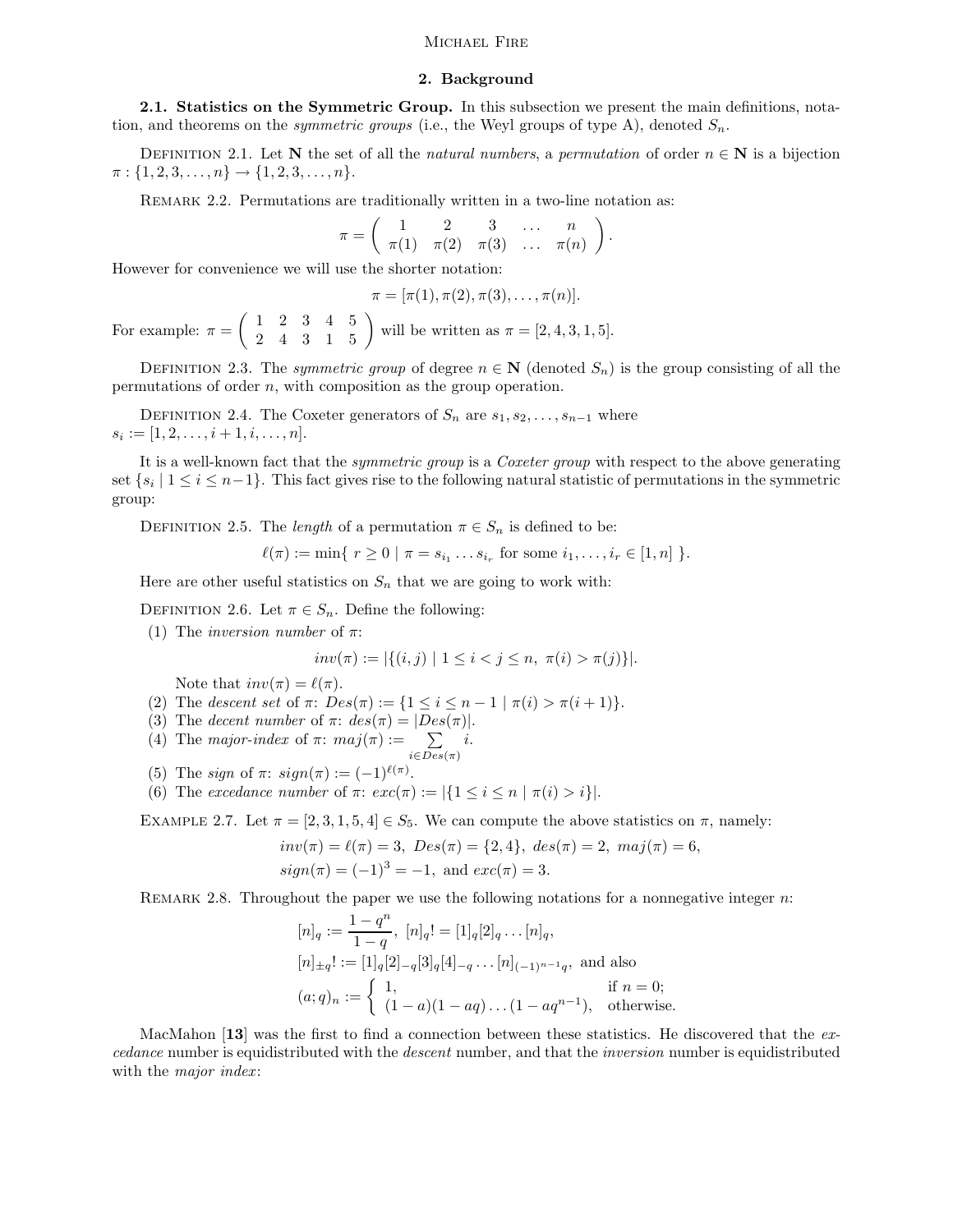## 2. Background

**2.1. Statistics on the Symmetric Group.** In this subsection we present the main definitions, notation, and theorems on the *symmetric groups* (i.e., the Weyl groups of type A), denoted $S_n$.

Definition 2.1. Let $\mathbf{N}$ the set of all the *natural numbers*, a *permutation* of order $n \in \mathbf{N}$ is a bijection $\pi : \{1, 2, 3, \dots, n\} \to \{1, 2, 3, \dots, n\}$.

Remark 2.2. Permutations are traditionally written in a two-line notation as:

$$\pi = \begin{pmatrix} 1 & 2 & 3 & \dots & n \\ \pi(1) & \pi(2) & \pi(3) & \dots & \pi(n) \end{pmatrix}.$$

However for convenience we will use the shorter notation:

$$\pi = [\pi(1), \pi(2), \pi(3), \dots, \pi(n)].$$

For example: $\pi = \begin{pmatrix} 1 & 2 & 3 & 4 & 5 \\ 2 & 4 & 3 & 1 & 5 \end{pmatrix}$ will be written as $\pi = [2, 4, 3, 1, 5]$.

Definition 2.3. The *symmetric group* of degree $n \in \mathbf{N}$ (denoted $S_n$) is the group consisting of all the permutations of order $n$, with composition as the group operation.

Definition 2.4. The Coxeter generators of $S_n$ are $s_1, s_2, \dots, s_{n-1}$ where $s_i := [1, 2, \dots, i+1, i, \dots, n]$.

It is a well-known fact that the *symmetric group* is a *Coxeter group* with respect to the above generating set $\{s_i \mid 1 \le i \le n-1\}$. This fact gives rise to the following natural statistic of permutations in the symmetric group:

Definition 2.5. The *length* of a permutation $\pi \in S_n$ is defined to be:

$$\ell(\pi) := \min\{\ r \ge 0 \mid \pi = s_{i_1} \dots s_{i_r} \text{ for some } i_1, \dots, i_r \in [1, n]\ \}.$$

Here are other useful statistics on $S_n$ that we are going to work with:

Definition 2.6. Let $\pi \in S_n$. Define the following:

1. The *inversion number* of $\pi$:
$$inv(\pi) := |\{(i, j) \mid 1 \le i < j \le n,\ \pi(i) > \pi(j)\}|.$$
Note that $inv(\pi) = \ell(\pi)$.
2. The *descent set* of $\pi$: $Des(\pi) := \{1 \le i \le n-1 \mid \pi(i) > \pi(i+1)\}$.
3. The *decent number* of $\pi$: $des(\pi) = |Des(\pi)|$.
4. The *major-index* of $\pi$: $maj(\pi) := \sum\limits_{i \in Des(\pi)} i$.
5. The *sign* of $\pi$: $sign(\pi) := (-1)^{\ell(\pi)}$.
6. The *excedance number* of $\pi$: $exc(\pi) := |\{1 \le i \le n \mid \pi(i) > i\}|$.

Example 2.7. Let $\pi = [2, 3, 1, 5, 4] \in S_5$. We can compute the above statistics on $\pi$, namely:

$$inv(\pi) = \ell(\pi) = 3,\ Des(\pi) = \{2, 4\},\ des(\pi) = 2,\ maj(\pi) = 6,$$
$$sign(\pi) = (-1)^3 = -1, \text{ and } exc(\pi) = 3.$$

Remark 2.8. Throughout the paper we use the following notations for a nonnegative integer $n$:

$$[n]_q := \frac{1 - q^n}{1 - q},\ [n]_q! = [1]_q[2]_q \dots [n]_q,$$
$$[n]_{\pm q}! := [1]_q[2]_{-q}[3]_q[4]_{-q} \dots [n]_{(-1)^{n-1}q}, \text{ and also}$$
$$(a; q)_n := \begin{cases} 1, & \text{if } n = 0; \\ (1-a)(1-aq)\dots(1-aq^{n-1}), & \text{otherwise.} \end{cases}$$

MacMahon [**13**] was the first to find a connection between these statistics. He discovered that the *excedance* number is equidistributed with the *descent* number, and that the *inversion* number is equidistributed with the *major index*: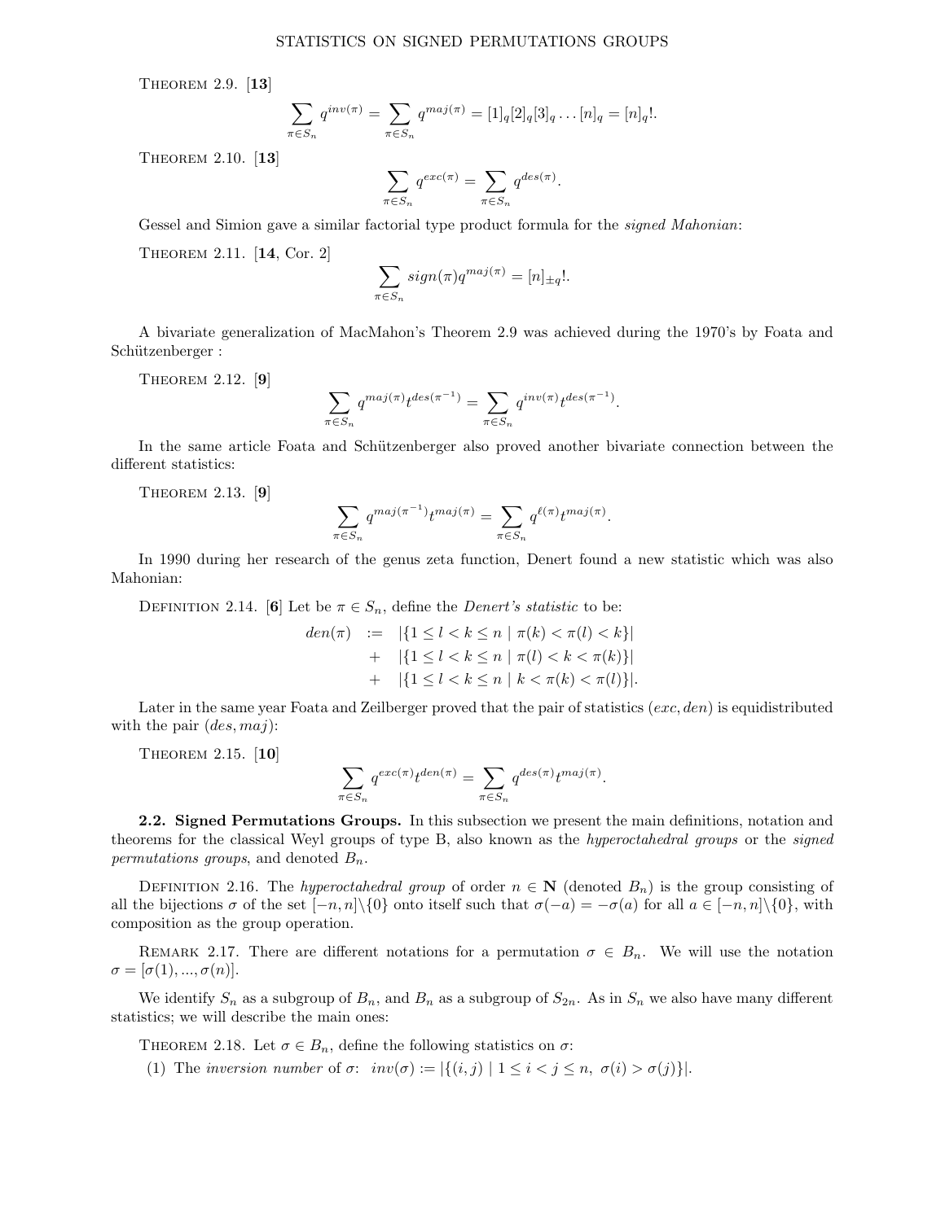Theorem 2.9. [**13**]

$$\sum_{\pi \in S_n} q^{inv(\pi)} = \sum_{\pi \in S_n} q^{maj(\pi)} = [1]_q[2]_q[3]_q \dots [n]_q = [n]_q!.$$

Theorem 2.10. [**13**]

$$\sum_{\pi \in S_n} q^{exc(\pi)} = \sum_{\pi \in S_n} q^{des(\pi)}.$$

Gessel and Simion gave a similar factorial type product formula for the *signed Mahonian*:

Theorem 2.11. [**14**, Cor. 2]

$$\sum_{\pi \in S_n} sign(\pi) q^{maj(\pi)} = [n]_{\pm q}!.$$

A bivariate generalization of MacMahon's Theorem 2.9 was achieved during the 1970's by Foata and Schützenberger :

Theorem 2.12. [**9**]

$$\sum_{\pi \in S_n} q^{maj(\pi)} t^{des(\pi^{-1})} = \sum_{\pi \in S_n} q^{inv(\pi)} t^{des(\pi^{-1})}.$$

In the same article Foata and Schützenberger also proved another bivariate connection between the different statistics:

Theorem 2.13. [**9**]

$$\sum_{\pi \in S_n} q^{maj(\pi^{-1})} t^{maj(\pi)} = \sum_{\pi \in S_n} q^{\ell(\pi)} t^{maj(\pi)}.$$

In 1990 during her research of the genus zeta function, Denert found a new statistic which was also Mahonian:

Definition 2.14. [**6**] Let be $\pi \in S_n$, define the *Denert's statistic* to be:

$$\begin{aligned} den(\pi) \ &:= \ |\{1 \leq l < k \leq n \mid \pi(k) < \pi(l) < k\}| \\ &+ \ |\{1 \leq l < k \leq n \mid \pi(l) < k < \pi(k)\}| \\ &+ \ |\{1 \leq l < k \leq n \mid k < \pi(k) < \pi(l)\}|. \end{aligned}$$

Later in the same year Foata and Zeilberger proved that the pair of statistics $(exc, den)$ is equidistributed with the pair $(des, maj)$:

Theorem 2.15. [**10**]

$$\sum_{\pi \in S_n} q^{exc(\pi)} t^{den(\pi)} = \sum_{\pi \in S_n} q^{des(\pi)} t^{maj(\pi)}.$$

**2.2. Signed Permutations Groups.** In this subsection we present the main definitions, notation and theorems for the classical Weyl groups of type B, also known as the *hyperoctahedral groups* or the *signed permutations groups*, and denoted $B_n$.

Definition 2.16. The *hyperoctahedral group* of order $n \in \mathbf{N}$ (denoted $B_n$) is the group consisting of all the bijections $\sigma$ of the set $[-n, n]\backslash\{0\}$ onto itself such that $\sigma(-a) = -\sigma(a)$ for all $a \in [-n, n]\backslash\{0\}$, with composition as the group operation.

Remark 2.17. There are different notations for a permutation $\sigma \in B_n$. We will use the notation $\sigma = [\sigma(1), ..., \sigma(n)]$.

We identify $S_n$ as a subgroup of $B_n$, and $B_n$ as a subgroup of $S_{2n}$. As in $S_n$ we also have many different statistics; we will describe the main ones:

Theorem 2.18. Let $\sigma \in B_n$, define the following statistics on $\sigma$:

(1) The *inversion number* of $\sigma$: $inv(\sigma) := |\{(i,j) \mid 1 \leq i < j \leq n, \ \sigma(i) > \sigma(j)\}|$.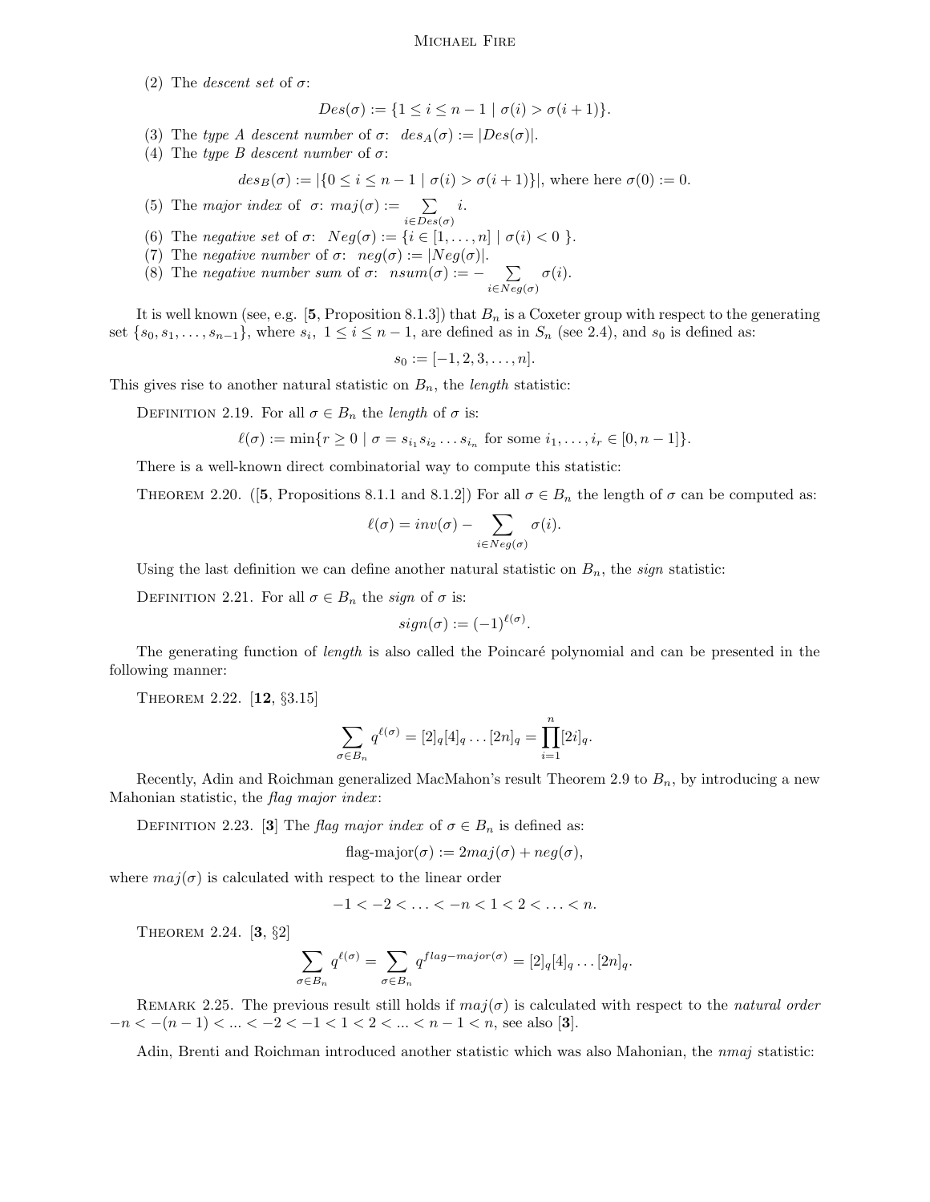(2) The *descent set* of $\sigma$:

$$Des(\sigma) := \{1 \leq i \leq n-1 \mid \sigma(i) > \sigma(i+1)\}.$$

(3) The *type A descent number* of $\sigma$: $des_A(\sigma) := |Des(\sigma)|$.

(4) The *type B descent number* of $\sigma$:

$$des_B(\sigma) := |\{0 \leq i \leq n-1 \mid \sigma(i) > \sigma(i+1)\}|, \text{ where here } \sigma(0) := 0.$$

(5) The *major index* of $\sigma$: $maj(\sigma) := \sum_{i \in Des(\sigma)} i$.

(6) The *negative set* of $\sigma$: $Neg(\sigma) := \{i \in [1, \ldots, n] \mid \sigma(i) < 0\}$.

(7) The *negative number* of $\sigma$: $neg(\sigma) := |Neg(\sigma)|$.

(8) The *negative number sum* of $\sigma$: $nsum(\sigma) := -\sum_{i \in Neg(\sigma)} \sigma(i)$.

It is well known (see, e.g. [**5**, Proposition 8.1.3]) that $B_n$ is a Coxeter group with respect to the generating set $\{s_0, s_1, \ldots, s_{n-1}\}$, where $s_i$, $1 \leq i \leq n-1$, are defined as in $S_n$ (see 2.4), and $s_0$ is defined as:

$$s_0 := [-1, 2, 3, \ldots, n].$$

This gives rise to another natural statistic on $B_n$, the *length* statistic:

Definition 2.19. For all $\sigma \in B_n$ the *length* of $\sigma$ is:

$$\ell(\sigma) := \min\{r \geq 0 \mid \sigma = s_{i_1} s_{i_2} \ldots s_{i_n} \text{ for some } i_1, \ldots, i_r \in [0, n-1]\}.$$

There is a well-known direct combinatorial way to compute this statistic:

Theorem 2.20. ([**5**, Propositions 8.1.1 and 8.1.2]) For all $\sigma \in B_n$ the length of $\sigma$ can be computed as:

$$\ell(\sigma) = inv(\sigma) - \sum_{i \in Neg(\sigma)} \sigma(i).$$

Using the last definition we can define another natural statistic on $B_n$, the *sign* statistic:

Definition 2.21. For all $\sigma \in B_n$ the *sign* of $\sigma$ is:

$$sign(\sigma) := (-1)^{\ell(\sigma)}.$$

The generating function of *length* is also called the Poincaré polynomial and can be presented in the following manner:

Theorem 2.22. [**12**, §3.15]

$$\sum_{\sigma \in B_n} q^{\ell(\sigma)} = [2]_q [4]_q \ldots [2n]_q = \prod_{i=1}^{n} [2i]_q.$$

Recently, Adin and Roichman generalized MacMahon's result Theorem 2.9 to $B_n$, by introducing a new Mahonian statistic, the *flag major index*:

Definition 2.23. [**3**] The *flag major index* of $\sigma \in B_n$ is defined as:

$$\text{flag-major}(\sigma) := 2maj(\sigma) + neg(\sigma),$$

where $maj(\sigma)$ is calculated with respect to the linear order

$$-1 < -2 < \ldots < -n < 1 < 2 < \ldots < n.$$

Theorem 2.24. [**3**, §2]

$$\sum_{\sigma \in B_n} q^{\ell(\sigma)} = \sum_{\sigma \in B_n} q^{flag-major(\sigma)} = [2]_q [4]_q \ldots [2n]_q.$$

Remark 2.25. The previous result still holds if $maj(\sigma)$ is calculated with respect to the *natural order* $-n < -(n-1) < \ldots < -2 < -1 < 1 < 2 < \ldots < n-1 < n$, see also [**3**].

Adin, Brenti and Roichman introduced another statistic which was also Mahonian, the *nmaj* statistic: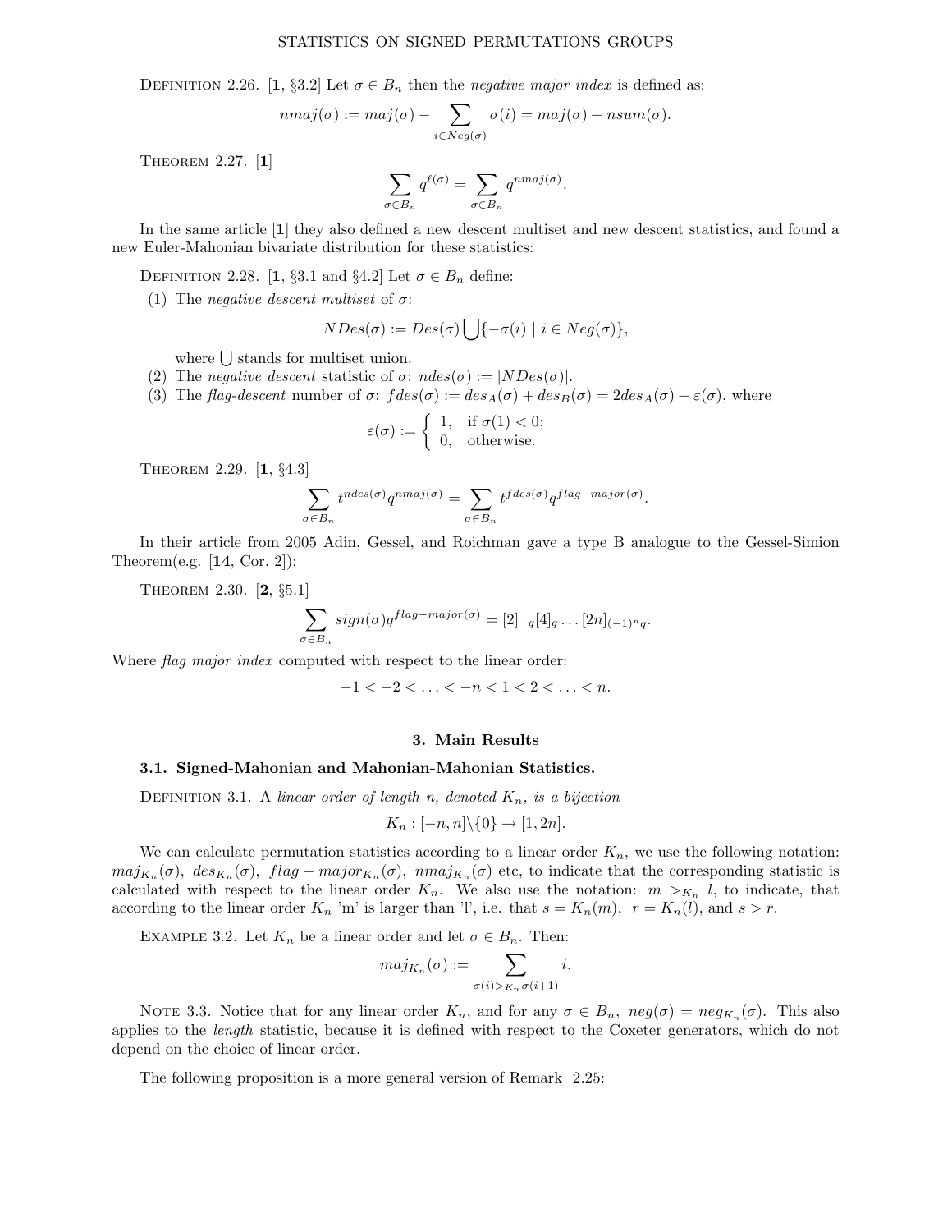Definition 2.26. [**1**, §3.2] Let $\sigma \in B_n$ then the *negative major index* is defined as:

$$nmaj(\sigma) := maj(\sigma) - \sum_{i \in Neg(\sigma)} \sigma(i) = maj(\sigma) + nsum(\sigma).$$

Theorem 2.27. [**1**]

$$\sum_{\sigma \in B_n} q^{\ell(\sigma)} = \sum_{\sigma \in B_n} q^{nmaj(\sigma)}.$$

In the same article [**1**] they also defined a new descent multiset and new descent statistics, and found a new Euler-Mahonian bivariate distribution for these statistics:

Definition 2.28. [**1**, §3.1 and §4.2] Let $\sigma \in B_n$ define:

(1) The *negative descent multiset* of $\sigma$:

$$NDes(\sigma) := Des(\sigma) \bigcup \{-\sigma(i) \mid i \in Neg(\sigma)\},$$

where $\bigcup$ stands for multiset union.

(2) The *negative descent* statistic of $\sigma$: $ndes(\sigma) := |NDes(\sigma)|$.

(3) The *flag-descent* number of $\sigma$: $fdes(\sigma) := des_A(\sigma) + des_B(\sigma) = 2des_A(\sigma) + \varepsilon(\sigma)$, where

$$\varepsilon(\sigma) := \begin{cases} 1, & \text{if } \sigma(1) < 0; \\ 0, & \text{otherwise.} \end{cases}$$

Theorem 2.29. [**1**, §4.3]

$$\sum_{\sigma \in B_n} t^{ndes(\sigma)} q^{nmaj(\sigma)} = \sum_{\sigma \in B_n} t^{fdes(\sigma)} q^{flag-major(\sigma)}.$$

In their article from 2005 Adin, Gessel, and Roichman gave a type B analogue to the Gessel-Simion Theorem(e.g. [**14**, Cor. 2]):

Theorem 2.30. [**2**, §5.1]

$$\sum_{\sigma \in B_n} sign(\sigma) q^{flag-major(\sigma)} = [2]_{-q}[4]_q \dots [2n]_{(-1)^n q}.$$

Where *flag major index* computed with respect to the linear order:

$$-1 < -2 < \ldots < -n < 1 < 2 < \ldots < n.$$

## 3. Main Results

### 3.1. Signed-Mahonian and Mahonian-Mahonian Statistics.

Definition 3.1. *A linear order of length n, denoted $K_n$, is a bijection*

$$K_n : [-n, n] \backslash \{0\} \to [1, 2n].$$

We can calculate permutation statistics according to a linear order $K_n$, we use the following notation: $maj_{K_n}(\sigma)$, $des_{K_n}(\sigma)$, $flag-major_{K_n}(\sigma)$, $nmaj_{K_n}(\sigma)$ etc, to indicate that the corresponding statistic is calculated with respect to the linear order $K_n$. We also use the notation: $m >_{K_n} l$, to indicate, that according to the linear order $K_n$ 'm' is larger than 'l', i.e. that $s = K_n(m)$, $r = K_n(l)$, and $s > r$.

Example 3.2. Let $K_n$ be a linear order and let $\sigma \in B_n$. Then:

$$maj_{K_n}(\sigma) := \sum_{\sigma(i) >_{K_n} \sigma(i+1)} i.$$

Note 3.3. Notice that for any linear order $K_n$, and for any $\sigma \in B_n$, $neg(\sigma) = neg_{K_n}(\sigma)$. This also applies to the *length* statistic, because it is defined with respect to the Coxeter generators, which do not depend on the choice of linear order.

The following proposition is a more general version of Remark 2.25: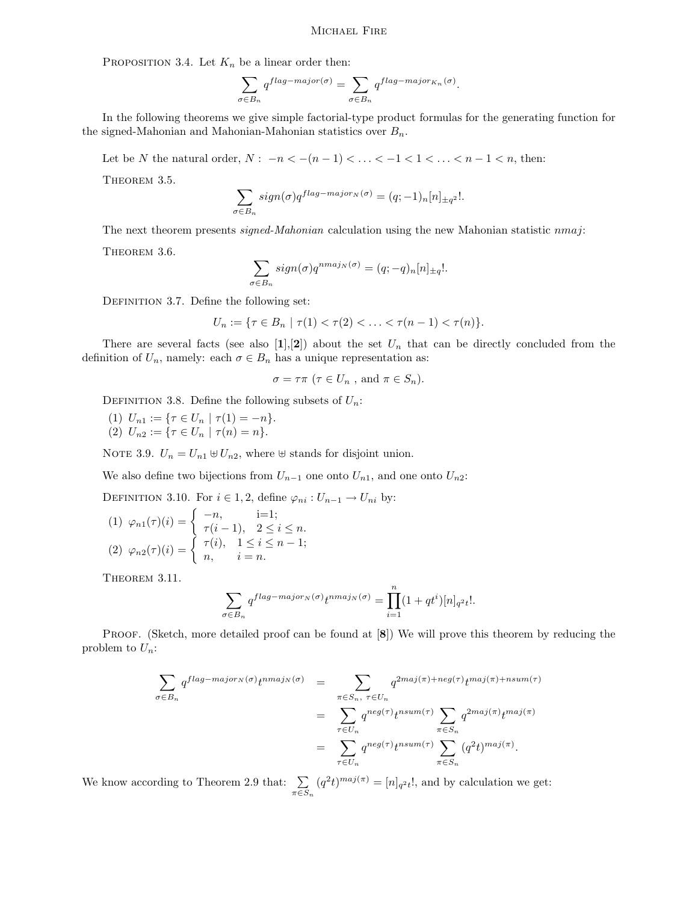Proposition 3.4. Let $K_n$ be a linear order then:

$$\sum_{\sigma\in B_n} q^{flag-major(\sigma)} = \sum_{\sigma\in B_n} q^{flag-major_{K_n}(\sigma)}.$$

In the following theorems we give simple factorial-type product formulas for the generating function for the signed-Mahonian and Mahonian-Mahonian statistics over $B_n$.

Let be $N$ the natural order, $N:\ -n < -(n-1) < \ldots < -1 < 1 < \ldots < n-1 < n$, then:

Theorem 3.5.

$$\sum_{\sigma\in B_n} sign(\sigma) q^{flag-major_N(\sigma)} = (q;-1)_n [n]_{\pm q^2}!.$$

The next theorem presents *signed-Mahonian* calculation using the new Mahonian statistic *nmaj*:

Theorem 3.6.

$$\sum_{\sigma\in B_n} sign(\sigma) q^{nmaj_N(\sigma)} = (q;-q)_n [n]_{\pm q}!.$$

Definition 3.7. Define the following set:

$$U_n := \{\tau \in B_n \mid \tau(1) < \tau(2) < \ldots < \tau(n-1) < \tau(n)\}.$$

There are several facts (see also [**1**],[**2**]) about the set $U_n$ that can be directly concluded from the definition of $U_n$, namely: each $\sigma \in B_n$ has a unique representation as:

$$\sigma = \tau\pi \ (\tau \in U_n \text{ , and } \pi \in S_n).$$

Definition 3.8. Define the following subsets of $U_n$:

(1) $U_{n1} := \{\tau \in U_n \mid \tau(1) = -n\}$.
(2) $U_{n2} := \{\tau \in U_n \mid \tau(n) = n\}$.

Note 3.9. $U_n = U_{n1} \uplus U_{n2}$, where $\uplus$ stands for disjoint union.

We also define two bijections from $U_{n-1}$ one onto $U_{n1}$, and one onto $U_{n2}$:

Definition 3.10. For $i \in 1,2$, define $\varphi_{ni} : U_{n-1} \to U_{ni}$ by:

(1) $\varphi_{n1}(\tau)(i) = \begin{cases} -n, & \text{i=1;} \\ \tau(i-1), & 2 \le i \le n. \end{cases}$
(2) $\varphi_{n2}(\tau)(i) = \begin{cases} \tau(i), & 1 \le i \le n-1; \\ n, & i = n. \end{cases}$

Theorem 3.11.

$$\sum_{\sigma\in B_n} q^{flag-major_N(\sigma)} t^{nmaj_N(\sigma)} = \prod_{i=1}^{n}(1+qt^i)[n]_{q^2t}!.$$

Proof. (Sketch, more detailed proof can be found at [**8**]) We will prove this theorem by reducing the problem to $U_n$:

$$\begin{aligned}
\sum_{\sigma\in B_n} q^{flag-major_N(\sigma)} t^{nmaj_N(\sigma)} &= \sum_{\pi\in S_n,\ \tau\in U_n} q^{2maj(\pi)+neg(\tau)} t^{maj(\pi)+nsum(\tau)} \\
&= \sum_{\tau\in U_n} q^{neg(\tau)} t^{nsum(\tau)} \sum_{\pi\in S_n} q^{2maj(\pi)} t^{maj(\pi)} \\
&= \sum_{\tau\in U_n} q^{neg(\tau)} t^{nsum(\tau)} \sum_{\pi\in S_n} (q^2t)^{maj(\pi)}.
\end{aligned}$$

We know according to Theorem 2.9 that: $\sum_{\pi\in S_n} (q^2t)^{maj(\pi)} = [n]_{q^2t}!$, and by calculation we get: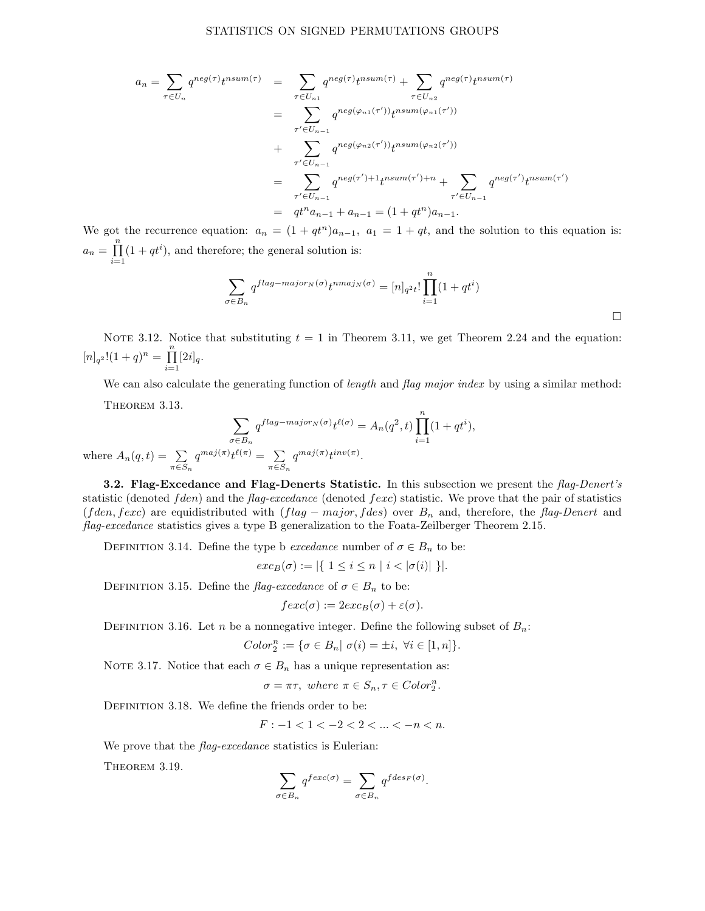$$
\begin{aligned}
a_n = \sum_{\tau \in U_n} q^{neg(\tau)} t^{nsum(\tau)} &= \sum_{\tau \in U_{n1}} q^{neg(\tau)} t^{nsum(\tau)} + \sum_{\tau \in U_{n2}} q^{neg(\tau)} t^{nsum(\tau)} \\
&= \sum_{\tau' \in U_{n-1}} q^{neg(\varphi_{n1}(\tau'))} t^{nsum(\varphi_{n1}(\tau'))} \\
&+ \sum_{\tau' \in U_{n-1}} q^{neg(\varphi_{n2}(\tau'))} t^{nsum(\varphi_{n2}(\tau'))} \\
&= \sum_{\tau' \in U_{n-1}} q^{neg(\tau')+1} t^{nsum(\tau')+n} + \sum_{\tau' \in U_{n-1}} q^{neg(\tau')} t^{nsum(\tau')} \\
&= qt^n a_{n-1} + a_{n-1} = (1+qt^n) a_{n-1}.
\end{aligned}
$$

We got the recurrence equation: $a_n = (1+qt^n)a_{n-1}$, $a_1 = 1+qt$, and the solution to this equation is: $a_n = \prod_{i=1}^{n}(1+qt^i)$, and therefore; the general solution is:

$$
\sum_{\sigma \in B_n} q^{flag-major_N(\sigma)} t^{nmaj_N(\sigma)} = [n]_{q^2 t}! \prod_{i=1}^{n}(1+qt^i)
$$

□

NOTE 3.12. Notice that substituting $t=1$ in Theorem 3.11, we get Theorem 2.24 and the equation: $[n]_{q^2}!(1+q)^n = \prod_{i=1}^{n}[2i]_q$.

We can also calculate the generating function of *length* and *flag major index* by using a similar method:

THEOREM 3.13.

$$
\sum_{\sigma \in B_n} q^{flag-major_N(\sigma)} t^{\ell(\sigma)} = A_n(q^2,t)\prod_{i=1}^{n}(1+qt^i),
$$

where $A_n(q,t) = \sum_{\pi \in S_n} q^{maj(\pi)} t^{\ell(\pi)} = \sum_{\pi \in S_n} q^{maj(\pi)} t^{inv(\pi)}$.

**3.2. Flag-Excedance and Flag-Denerts Statistic.** In this subsection we present the *flag-Denert's* statistic (denoted $fden$) and the *flag-excedance* (denoted $fexc$) statistic. We prove that the pair of statistics $(fden, fexc)$ are equidistributed with $(flag-major, fdes)$ over $B_n$ and, therefore, the *flag-Denert* and *flag-excedance* statistics gives a type B generalization to the Foata-Zeilberger Theorem 2.15.

DEFINITION 3.14. Define the type b *excedance* number of $\sigma \in B_n$ to be:

$$
exc_B(\sigma) := |\{\ 1 \le i \le n \mid i < |\sigma(i)|\ \}|.
$$

DEFINITION 3.15. Define the *flag-excedance* of $\sigma \in B_n$ to be:

$$
fexc(\sigma) := 2exc_B(\sigma) + \varepsilon(\sigma).
$$

DEFINITION 3.16. Let $n$ be a nonnegative integer. Define the following subset of $B_n$:

$$
Color_2^n := \{\sigma \in B_n |\ \sigma(i) = \pm i,\ \forall i \in [1,n]\}.
$$

NOTE 3.17. Notice that each $\sigma \in B_n$ has a unique representation as:

$$
\sigma = \pi\tau,\ where\ \pi \in S_n, \tau \in Color_2^n.
$$

DEFINITION 3.18. We define the friends order to be:

$$
F : -1 < 1 < -2 < 2 < \dots < -n < n.
$$

We prove that the *flag-excedance* statistics is Eulerian:

THEOREM 3.19.

$$
\sum_{\sigma \in B_n} q^{fexc(\sigma)} = \sum_{\sigma \in B_n} q^{fdes_F(\sigma)}.
$$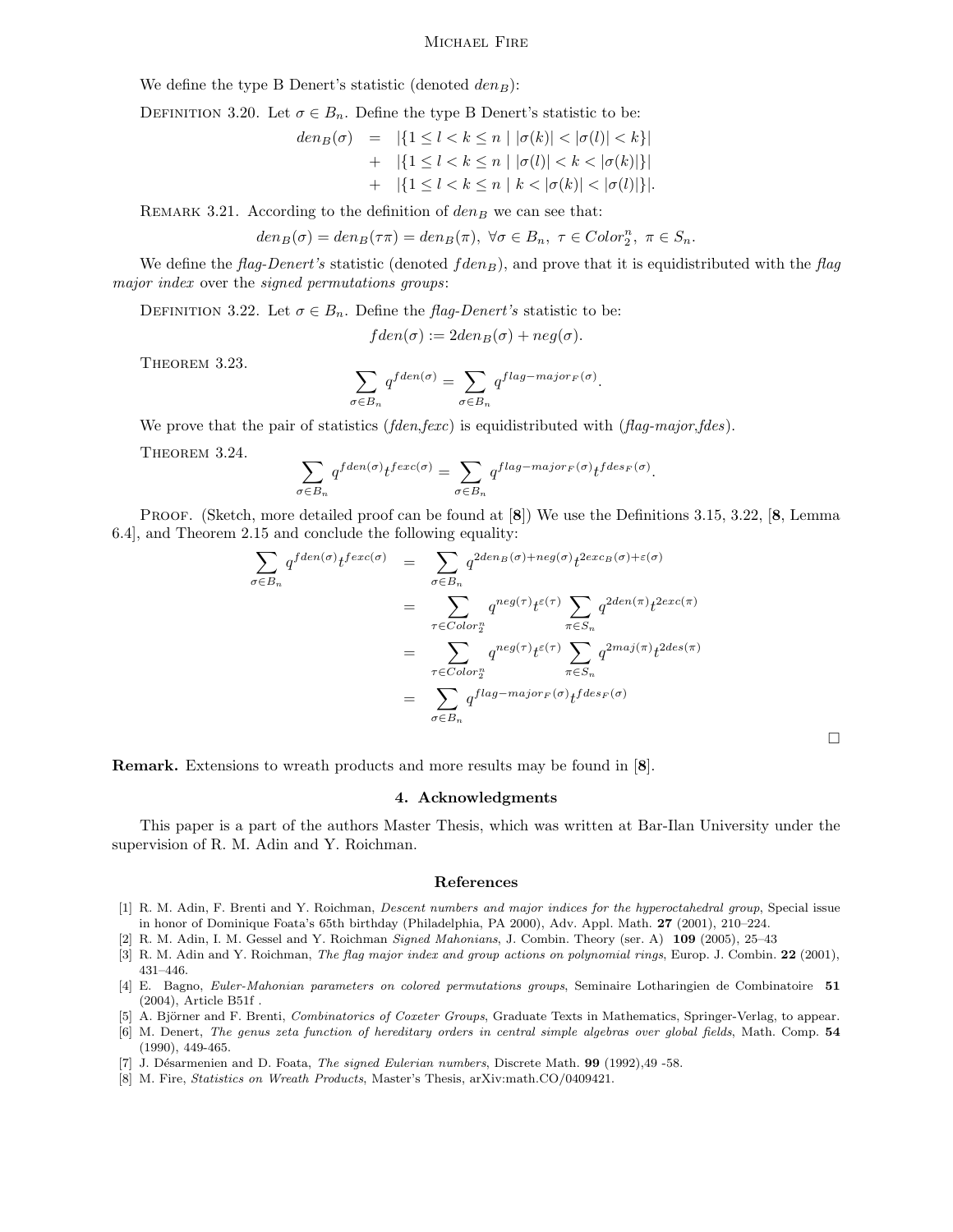We define the type B Denert's statistic (denoted $den_B$):

Definition 3.20. Let $\sigma \in B_n$. Define the type B Denert's statistic to be:

$$
\begin{aligned}
den_B(\sigma) &= |\{1 \le l < k \le n \mid |\sigma(k)| < |\sigma(l)| < k\}| \\
&+ |\{1 \le l < k \le n \mid |\sigma(l)| < k < |\sigma(k)|\}| \\
&+ |\{1 \le l < k \le n \mid k < |\sigma(k)| < |\sigma(l)|\}|.
\end{aligned}
$$

Remark 3.21. According to the definition of $den_B$ we can see that:

$$den_B(\sigma) = den_B(\tau\pi) = den_B(\pi),\ \forall \sigma \in B_n,\ \tau \in Color_2^n,\ \pi \in S_n.$$

We define the *flag-Denert's* statistic (denoted $fden_B$), and prove that it is equidistributed with the *flag major index* over the *signed permutations groups*:

Definition 3.22. Let $\sigma \in B_n$. Define the *flag-Denert's* statistic to be:

$$fden(\sigma) := 2den_B(\sigma) + neg(\sigma).$$

Theorem 3.23.

$$\sum_{\sigma \in B_n} q^{fden(\sigma)} = \sum_{\sigma \in B_n} q^{flag-major_F(\sigma)}.$$

We prove that the pair of statistics (*fden*,*fexc*) is equidistributed with (*flag-major*,*fdes*).

Theorem 3.24.

$$\sum_{\sigma \in B_n} q^{fden(\sigma)} t^{fexc(\sigma)} = \sum_{\sigma \in B_n} q^{flag-major_F(\sigma)} t^{fdes_F(\sigma)}.$$

Proof. (Sketch, more detailed proof can be found at [**8**]) We use the Definitions 3.15, 3.22, [**8**, Lemma 6.4], and Theorem 2.15 and conclude the following equality:

$$
\begin{aligned}
\sum_{\sigma \in B_n} q^{fden(\sigma)} t^{fexc(\sigma)} &= \sum_{\sigma \in B_n} q^{2den_B(\sigma)+neg(\sigma)} t^{2exc_B(\sigma)+\varepsilon(\sigma)} \\
&= \sum_{\tau \in Color_2^n} q^{neg(\tau)} t^{\varepsilon(\tau)} \sum_{\pi \in S_n} q^{2den(\pi)} t^{2exc(\pi)} \\
&= \sum_{\tau \in Color_2^n} q^{neg(\tau)} t^{\varepsilon(\tau)} \sum_{\pi \in S_n} q^{2maj(\pi)} t^{2des(\pi)} \\
&= \sum_{\sigma \in B_n} q^{flag-major_F(\sigma)} t^{fdes_F(\sigma)}
\end{aligned}
$$

□

**Remark.** Extensions to wreath products and more results may be found in [**8**].

## 4. Acknowledgments

This paper is a part of the authors Master Thesis, which was written at Bar-Ilan University under the supervision of R. M. Adin and Y. Roichman.

## References

[1] R. M. Adin, F. Brenti and Y. Roichman, *Descent numbers and major indices for the hyperoctahedral group*, Special issue in honor of Dominique Foata's 65th birthday (Philadelphia, PA 2000), Adv. Appl. Math. **27** (2001), 210–224.

[2] R. M. Adin, I. M. Gessel and Y. Roichman *Signed Mahonians*, J. Combin. Theory (ser. A) **109** (2005), 25–43

[3] R. M. Adin and Y. Roichman, *The flag major index and group actions on polynomial rings*, Europ. J. Combin. **22** (2001), 431–446.

[4] E. Bagno, *Euler-Mahonian parameters on colored permutations groups*, Seminaire Lotharingien de Combinatoire **51** (2004), Article B51f .

[5] A. Björner and F. Brenti, *Combinatorics of Coxeter Groups*, Graduate Texts in Mathematics, Springer-Verlag, to appear.

[6] M. Denert, *The genus zeta function of hereditary orders in central simple algebras over global fields*, Math. Comp. **54** (1990), 449-465.

[7] J. Désarmenien and D. Foata, *The signed Eulerian numbers*, Discrete Math. **99** (1992),49 -58.

[8] M. Fire, *Statistics on Wreath Products*, Master's Thesis, arXiv:math.CO/0409421.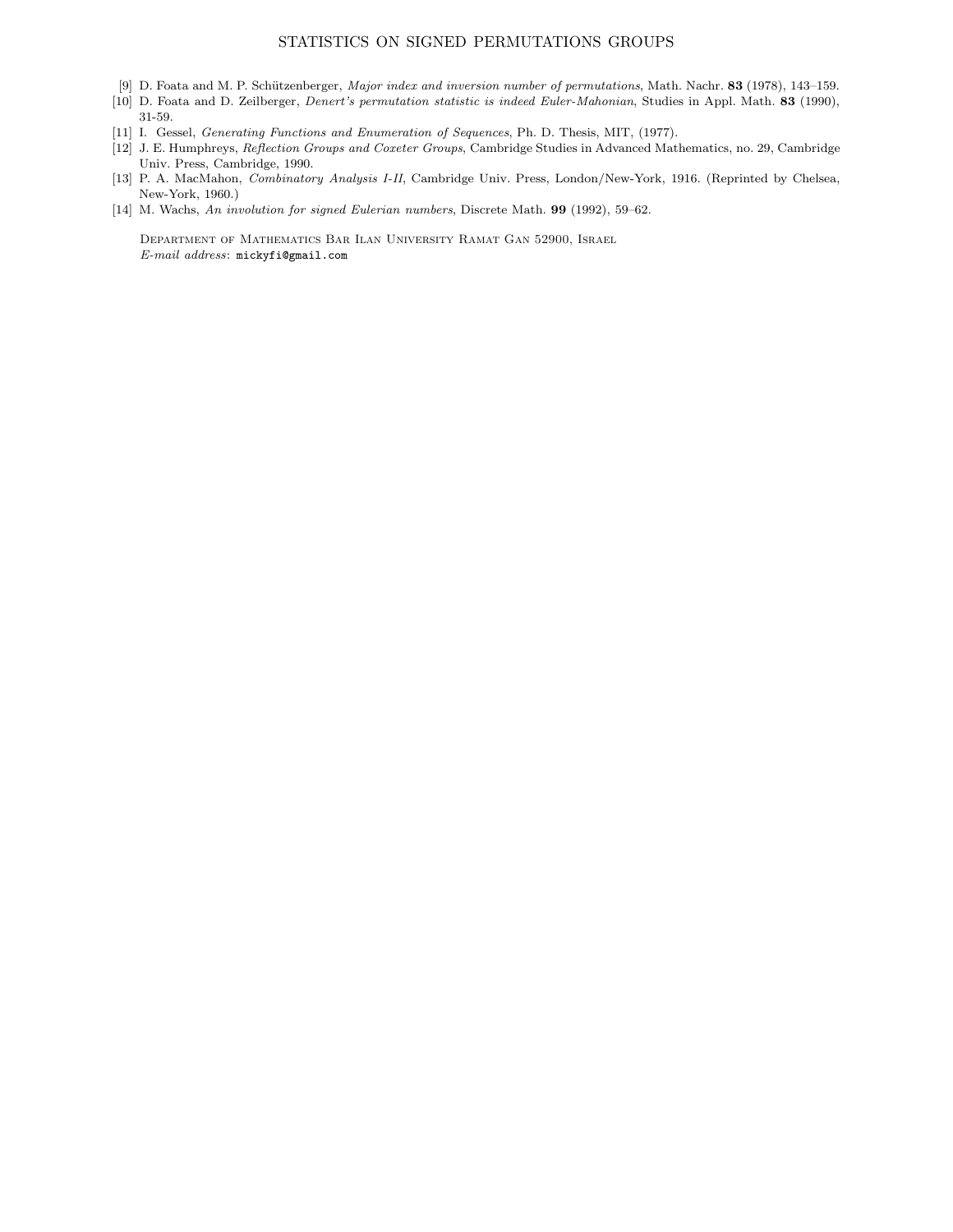[9] D. Foata and M. P. Schützenberger, *Major index and inversion number of permutations*, Math. Nachr. **83** (1978), 143–159.

[10] D. Foata and D. Zeilberger, *Denert's permutation statistic is indeed Euler-Mahonian*, Studies in Appl. Math. **83** (1990), 31-59.

[11] I. Gessel, *Generating Functions and Enumeration of Sequences*, Ph. D. Thesis, MIT, (1977).

[12] J. E. Humphreys, *Reflection Groups and Coxeter Groups*, Cambridge Studies in Advanced Mathematics, no. 29, Cambridge Univ. Press, Cambridge, 1990.

[13] P. A. MacMahon, *Combinatory Analysis I-II*, Cambridge Univ. Press, London/New-York, 1916. (Reprinted by Chelsea, New-York, 1960.)

[14] M. Wachs, *An involution for signed Eulerian numbers*, Discrete Math. **99** (1992), 59–62.

Department of Mathematics Bar Ilan University Ramat Gan 52900, Israel
*E-mail address*: mickyfi@gmail.com